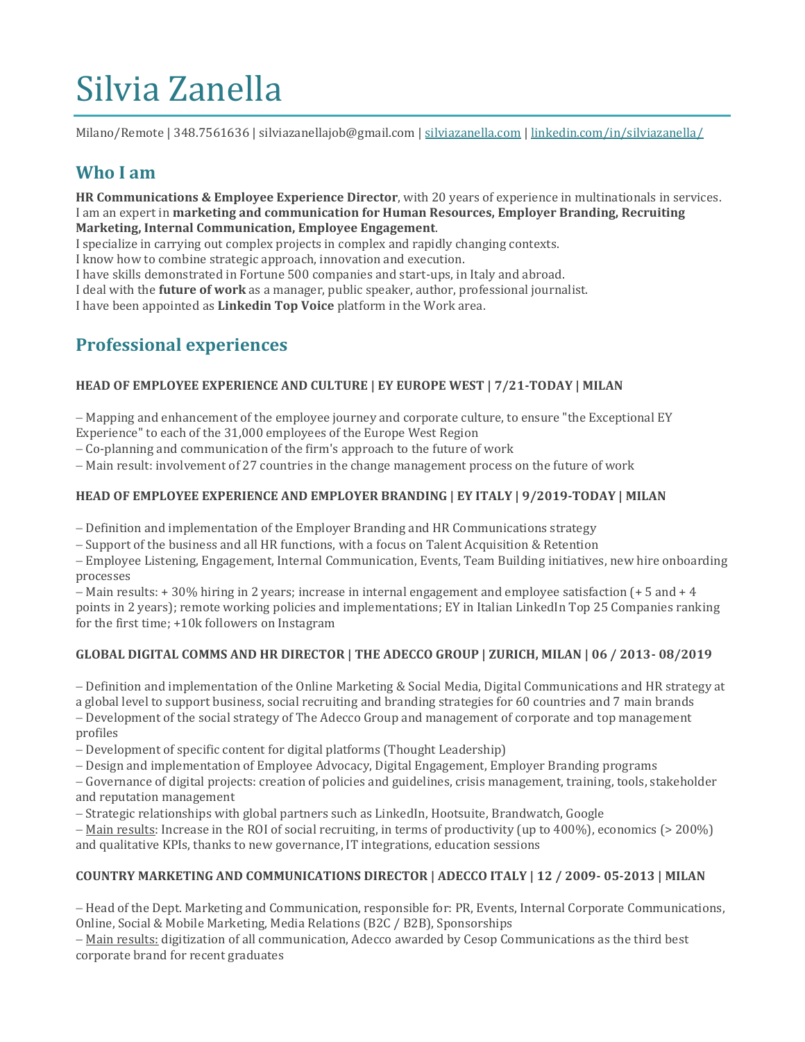# Silvia Zanella

Milano/Remote | 348.7561636 | silviazanellajob@gmail.com | [silviazanella.com](silviazanella.com) | [linkedin.com/in/silviazanella/](linkedin.com/in/silviazanella/)

## Who I am

**HR Communications & Employee Experience Director**, with 20 years of experience in multinationals in services.
I am an expert in **marketing and communication for Human Resources, Employer Branding, Recruiting Marketing, Internal Communication, Employee Engagement**.
I specialize in carrying out complex projects in complex and rapidly changing contexts.
I know how to combine strategic approach, innovation and execution.
I have skills demonstrated in Fortune 500 companies and start-ups, in Italy and abroad.
I deal with the **future of work** as a manager, public speaker, author, professional journalist.
I have been appointed as **Linkedin Top Voice** platform in the Work area.

## Professional experiences

**HEAD OF EMPLOYEE EXPERIENCE AND CULTURE | EY EUROPE WEST | 7/21-TODAY | MILAN**

– Mapping and enhancement of the employee journey and corporate culture, to ensure "the Exceptional EY Experience" to each of the 31,000 employees of the Europe West Region
– Co-planning and communication of the firm's approach to the future of work
– Main result: involvement of 27 countries in the change management process on the future of work

**HEAD OF EMPLOYEE EXPERIENCE AND EMPLOYER BRANDING | EY ITALY | 9/2019-TODAY | MILAN**

– Definition and implementation of the Employer Branding and HR Communications strategy
– Support of the business and all HR functions, with a focus on Talent Acquisition & Retention
– Employee Listening, Engagement, Internal Communication, Events, Team Building initiatives, new hire onboarding processes
– Main results: + 30% hiring in 2 years; increase in internal engagement and employee satisfaction (+ 5 and + 4 points in 2 years); remote working policies and implementations; EY in Italian LinkedIn Top 25 Companies ranking for the first time; +10k followers on Instagram

**GLOBAL DIGITAL COMMS AND HR DIRECTOR | THE ADECCO GROUP | ZURICH, MILAN | 06 / 2013- 08/2019**

– Definition and implementation of the Online Marketing & Social Media, Digital Communications and HR strategy at a global level to support business, social recruiting and branding strategies for 60 countries and 7 main brands
– Development of the social strategy of The Adecco Group and management of corporate and top management profiles
– Development of specific content for digital platforms (Thought Leadership)
– Design and implementation of Employee Advocacy, Digital Engagement, Employer Branding programs
– Governance of digital projects: creation of policies and guidelines, crisis management, training, tools, stakeholder and reputation management
– Strategic relationships with global partners such as LinkedIn, Hootsuite, Brandwatch, Google
– Main results: Increase in the ROI of social recruiting, in terms of productivity (up to 400%), economics (> 200%) and qualitative KPIs, thanks to new governance, IT integrations, education sessions

**COUNTRY MARKETING AND COMMUNICATIONS DIRECTOR | ADECCO ITALY | 12 / 2009- 05-2013 | MILAN**

– Head of the Dept. Marketing and Communication, responsible for: PR, Events, Internal Corporate Communications, Online, Social & Mobile Marketing, Media Relations (B2C / B2B), Sponsorships
– Main results: digitization of all communication, Adecco awarded by Cesop Communications as the third best corporate brand for recent graduates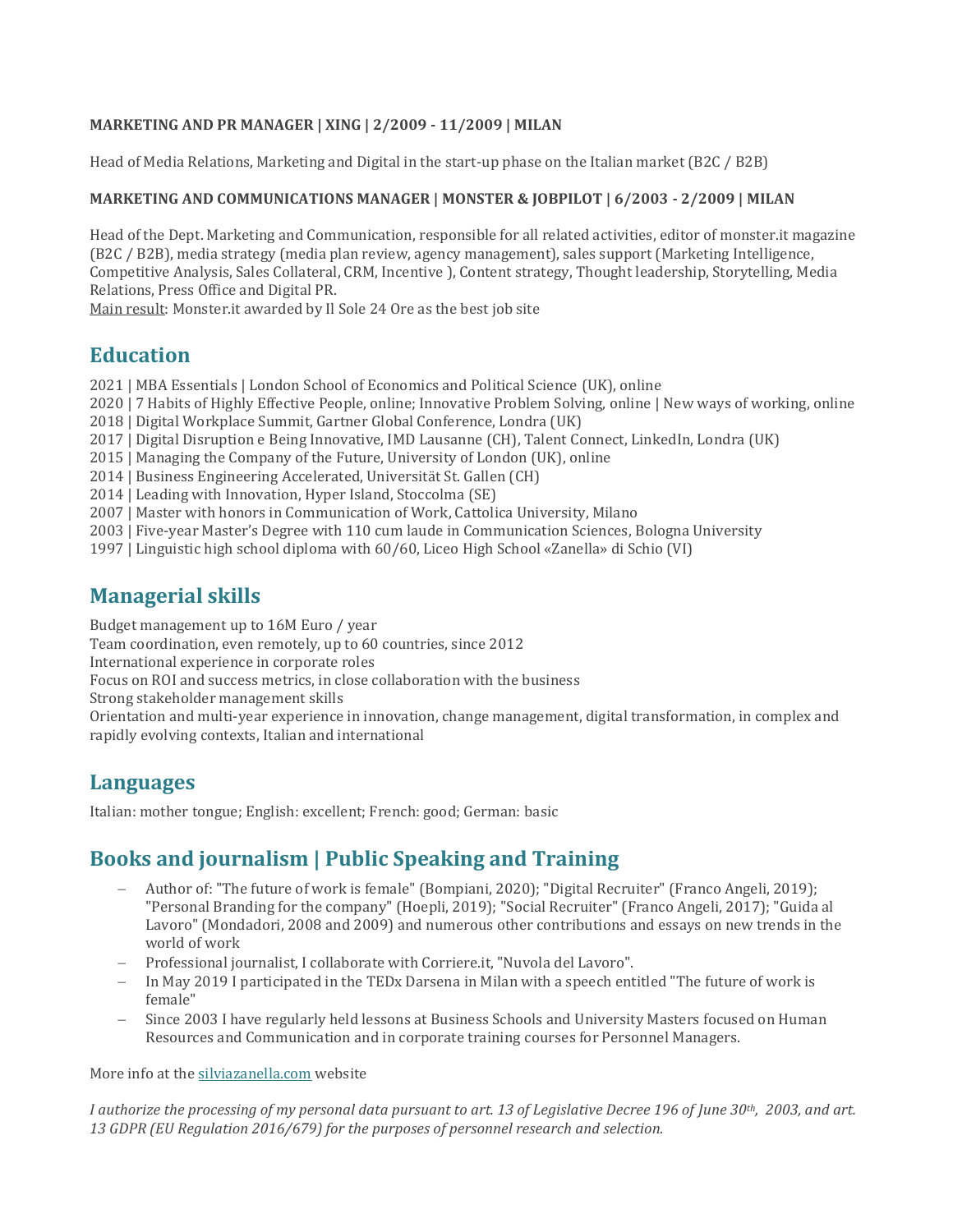**MARKETING AND PR MANAGER | XING | 2/2009 - 11/2009 | MILAN**

Head of Media Relations, Marketing and Digital in the start-up phase on the Italian market (B2C / B2B)

**MARKETING AND COMMUNICATIONS MANAGER | MONSTER & JOBPILOT | 6/2003 - 2/2009 | MILAN**

Head of the Dept. Marketing and Communication, responsible for all related activities, editor of monster.it magazine (B2C / B2B), media strategy (media plan review, agency management), sales support (Marketing Intelligence, Competitive Analysis, Sales Collateral, CRM, Incentive ), Content strategy, Thought leadership, Storytelling, Media Relations, Press Office and Digital PR.
Main result: Monster.it awarded by Il Sole 24 Ore as the best job site

## Education

2021 | MBA Essentials | London School of Economics and Political Science (UK), online
2020 | 7 Habits of Highly Effective People, online; Innovative Problem Solving, online | New ways of working, online
2018 | Digital Workplace Summit, Gartner Global Conference, Londra (UK)
2017 | Digital Disruption e Being Innovative, IMD Lausanne (CH), Talent Connect, LinkedIn, Londra (UK)
2015 | Managing the Company of the Future, University of London (UK), online
2014 | Business Engineering Accelerated, Universität St. Gallen (CH)
2014 | Leading with Innovation, Hyper Island, Stoccolma (SE)
2007 | Master with honors in Communication of Work, Cattolica University, Milano
2003 | Five-year Master's Degree with 110 cum laude in Communication Sciences, Bologna University
1997 | Linguistic high school diploma with 60/60, Liceo High School «Zanella» di Schio (VI)

## Managerial skills

Budget management up to 16M Euro / year
Team coordination, even remotely, up to 60 countries, since 2012
International experience in corporate roles
Focus on ROI and success metrics, in close collaboration with the business
Strong stakeholder management skills
Orientation and multi-year experience in innovation, change management, digital transformation, in complex and rapidly evolving contexts, Italian and international

## Languages

Italian: mother tongue; English: excellent; French: good; German: basic

## Books and journalism | Public Speaking and Training

- Author of: "The future of work is female" (Bompiani, 2020); "Digital Recruiter" (Franco Angeli, 2019); "Personal Branding for the company" (Hoepli, 2019); "Social Recruiter" (Franco Angeli, 2017); "Guida al Lavoro" (Mondadori, 2008 and 2009) and numerous other contributions and essays on new trends in the world of work
- Professional journalist, I collaborate with Corriere.it, "Nuvola del Lavoro".
- In May 2019 I participated in the TEDx Darsena in Milan with a speech entitled "The future of work is female"
- Since 2003 I have regularly held lessons at Business Schools and University Masters focused on Human Resources and Communication and in corporate training courses for Personnel Managers.

More info at the silviazanella.com website

*I authorize the processing of my personal data pursuant to art. 13 of Legislative Decree 196 of June 30th, 2003, and art. 13 GDPR (EU Regulation 2016/679) for the purposes of personnel research and selection.*